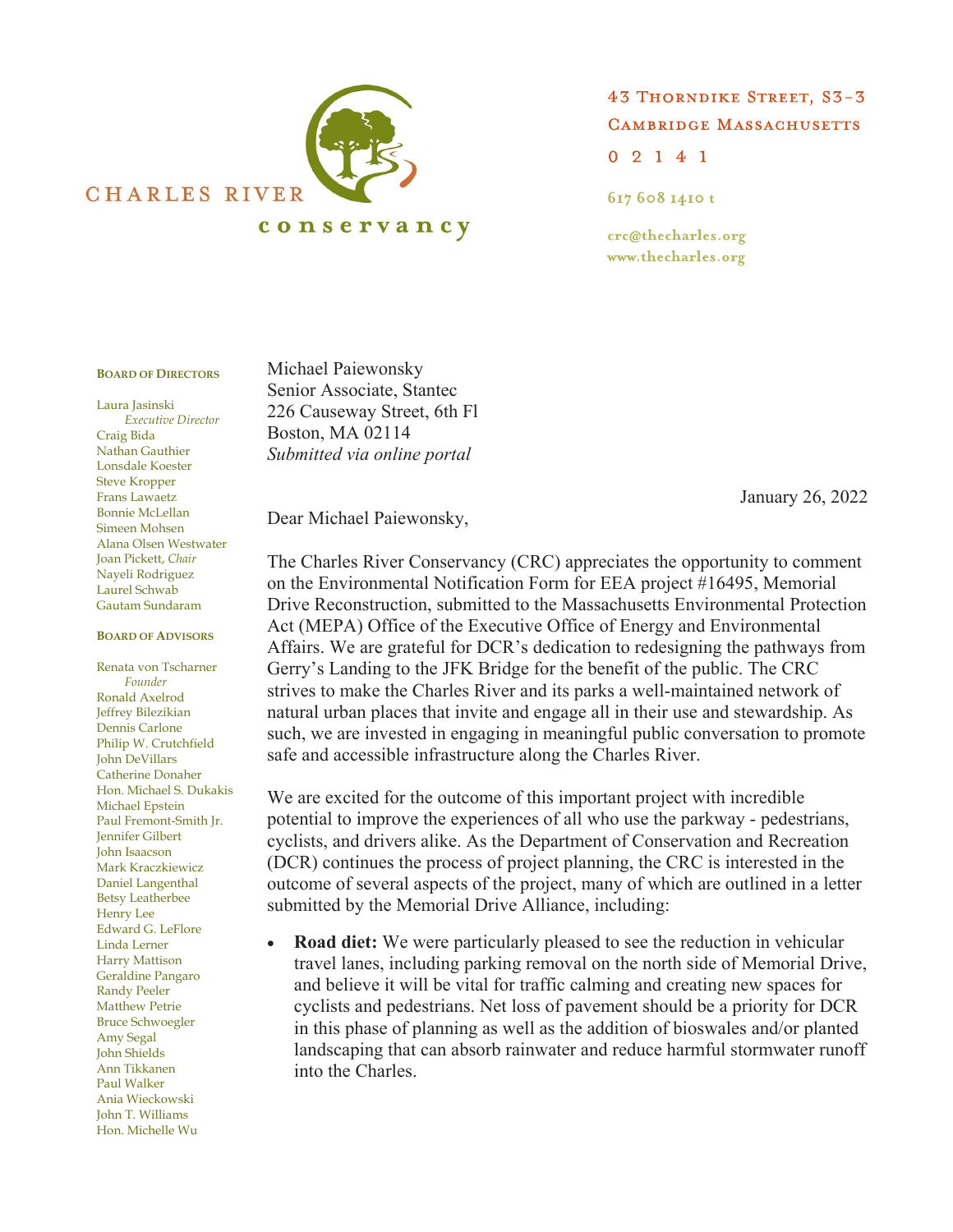CHARLES RIVER conservancy

43 Thorndike Street, S3-3
Cambridge Massachusetts
0 2 1 4 1

617 608 1410 t

crc@thecharles.org
www.thecharles.org

**Board of Directors**

Laura Jasinski
*Executive Director*
Craig Bida
Nathan Gauthier
Lonsdale Koester
Steve Kropper
Frans Lawaetz
Bonnie McLellan
Simeen Mohsen
Alana Olsen Westwater
Joan Pickett, *Chair*
Nayeli Rodriguez
Laurel Schwab
Gautam Sundaram

**Board of Advisors**

Renata von Tscharner
*Founder*
Ronald Axelrod
Jeffrey Bilezikian
Dennis Carlone
Philip W. Crutchfield
John DeVillars
Catherine Donaher
Hon. Michael S. Dukakis
Michael Epstein
Paul Fremont-Smith Jr.
Jennifer Gilbert
John Isaacson
Mark Kraczkiewicz
Daniel Langenthal
Betsy Leatherbee
Henry Lee
Edward G. LeFlore
Linda Lerner
Harry Mattison
Geraldine Pangaro
Randy Peeler
Matthew Petrie
Bruce Schwoegler
Amy Segal
John Shields
Ann Tikkanen
Paul Walker
Ania Wieckowski
John T. Williams
Hon. Michelle Wu

Michael Paiewonsky
Senior Associate, Stantec
226 Causeway Street, 6th Fl
Boston, MA 02114
*Submitted via online portal*

January 26, 2022

Dear Michael Paiewonsky,

The Charles River Conservancy (CRC) appreciates the opportunity to comment on the Environmental Notification Form for EEA project #16495, Memorial Drive Reconstruction, submitted to the Massachusetts Environmental Protection Act (MEPA) Office of the Executive Office of Energy and Environmental Affairs. We are grateful for DCR's dedication to redesigning the pathways from Gerry's Landing to the JFK Bridge for the benefit of the public. The CRC strives to make the Charles River and its parks a well-maintained network of natural urban places that invite and engage all in their use and stewardship. As such, we are invested in engaging in meaningful public conversation to promote safe and accessible infrastructure along the Charles River.

We are excited for the outcome of this important project with incredible potential to improve the experiences of all who use the parkway - pedestrians, cyclists, and drivers alike. As the Department of Conservation and Recreation (DCR) continues the process of project planning, the CRC is interested in the outcome of several aspects of the project, many of which are outlined in a letter submitted by the Memorial Drive Alliance, including:

- **Road diet:** We were particularly pleased to see the reduction in vehicular travel lanes, including parking removal on the north side of Memorial Drive, and believe it will be vital for traffic calming and creating new spaces for cyclists and pedestrians. Net loss of pavement should be a priority for DCR in this phase of planning as well as the addition of bioswales and/or planted landscaping that can absorb rainwater and reduce harmful stormwater runoff into the Charles.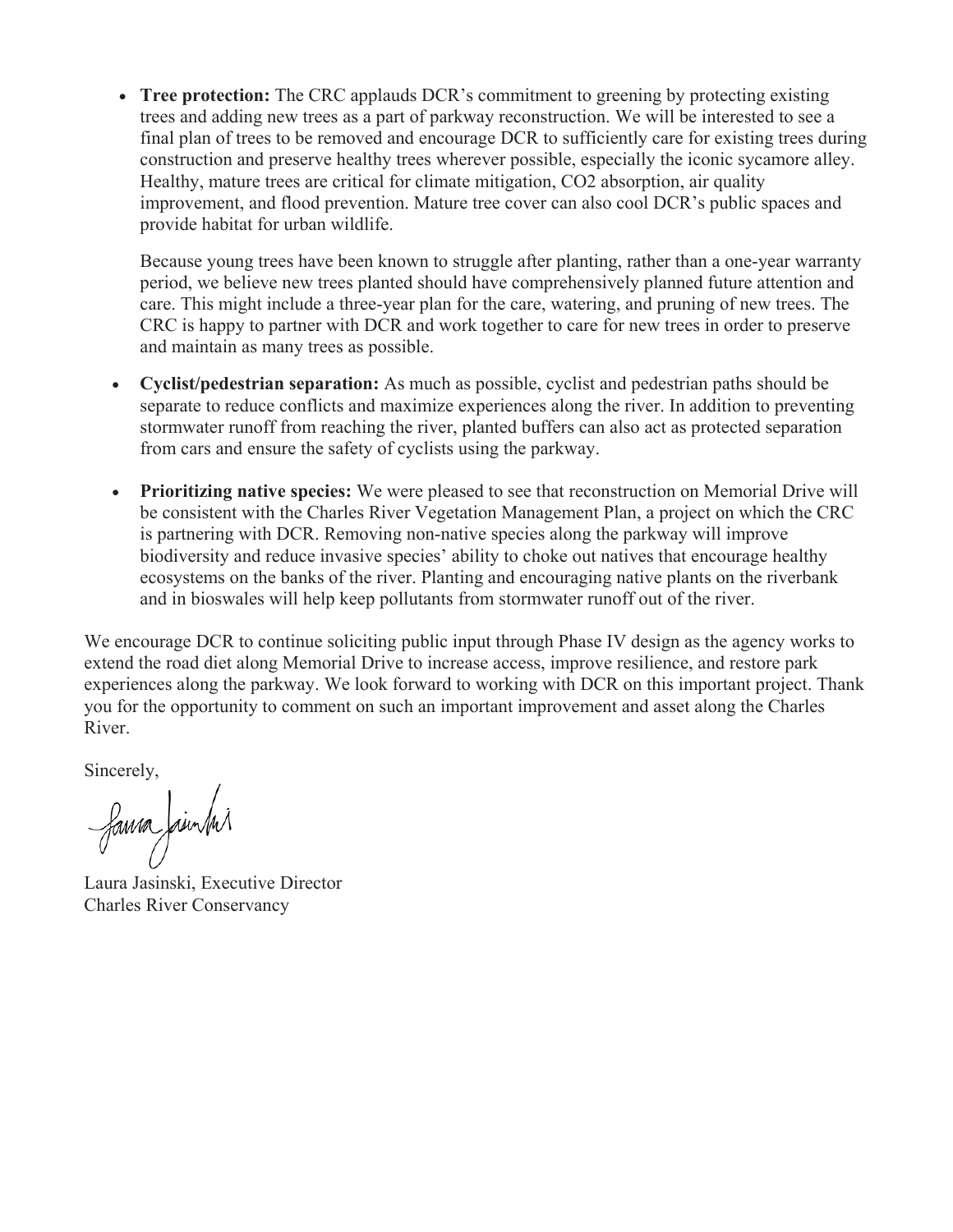- **Tree protection:** The CRC applauds DCR's commitment to greening by protecting existing trees and adding new trees as a part of parkway reconstruction. We will be interested to see a final plan of trees to be removed and encourage DCR to sufficiently care for existing trees during construction and preserve healthy trees wherever possible, especially the iconic sycamore alley. Healthy, mature trees are critical for climate mitigation, $CO_2$ absorption, air quality improvement, and flood prevention. Mature tree cover can also cool DCR's public spaces and provide habitat for urban wildlife.

  Because young trees have been known to struggle after planting, rather than a one-year warranty period, we believe new trees planted should have comprehensively planned future attention and care. This might include a three-year plan for the care, watering, and pruning of new trees. The CRC is happy to partner with DCR and work together to care for new trees in order to preserve and maintain as many trees as possible.

- **Cyclist/pedestrian separation:** As much as possible, cyclist and pedestrian paths should be separate to reduce conflicts and maximize experiences along the river. In addition to preventing stormwater runoff from reaching the river, planted buffers can also act as protected separation from cars and ensure the safety of cyclists using the parkway.

- **Prioritizing native species:** We were pleased to see that reconstruction on Memorial Drive will be consistent with the Charles River Vegetation Management Plan, a project on which the CRC is partnering with DCR. Removing non-native species along the parkway will improve biodiversity and reduce invasive species' ability to choke out natives that encourage healthy ecosystems on the banks of the river. Planting and encouraging native plants on the riverbank and in bioswales will help keep pollutants from stormwater runoff out of the river.

We encourage DCR to continue soliciting public input through Phase IV design as the agency works to extend the road diet along Memorial Drive to increase access, improve resilience, and restore park experiences along the parkway. We look forward to working with DCR on this important project. Thank you for the opportunity to comment on such an important improvement and asset along the Charles River.

Sincerely,

Laura Jasinski, Executive Director
Charles River Conservancy